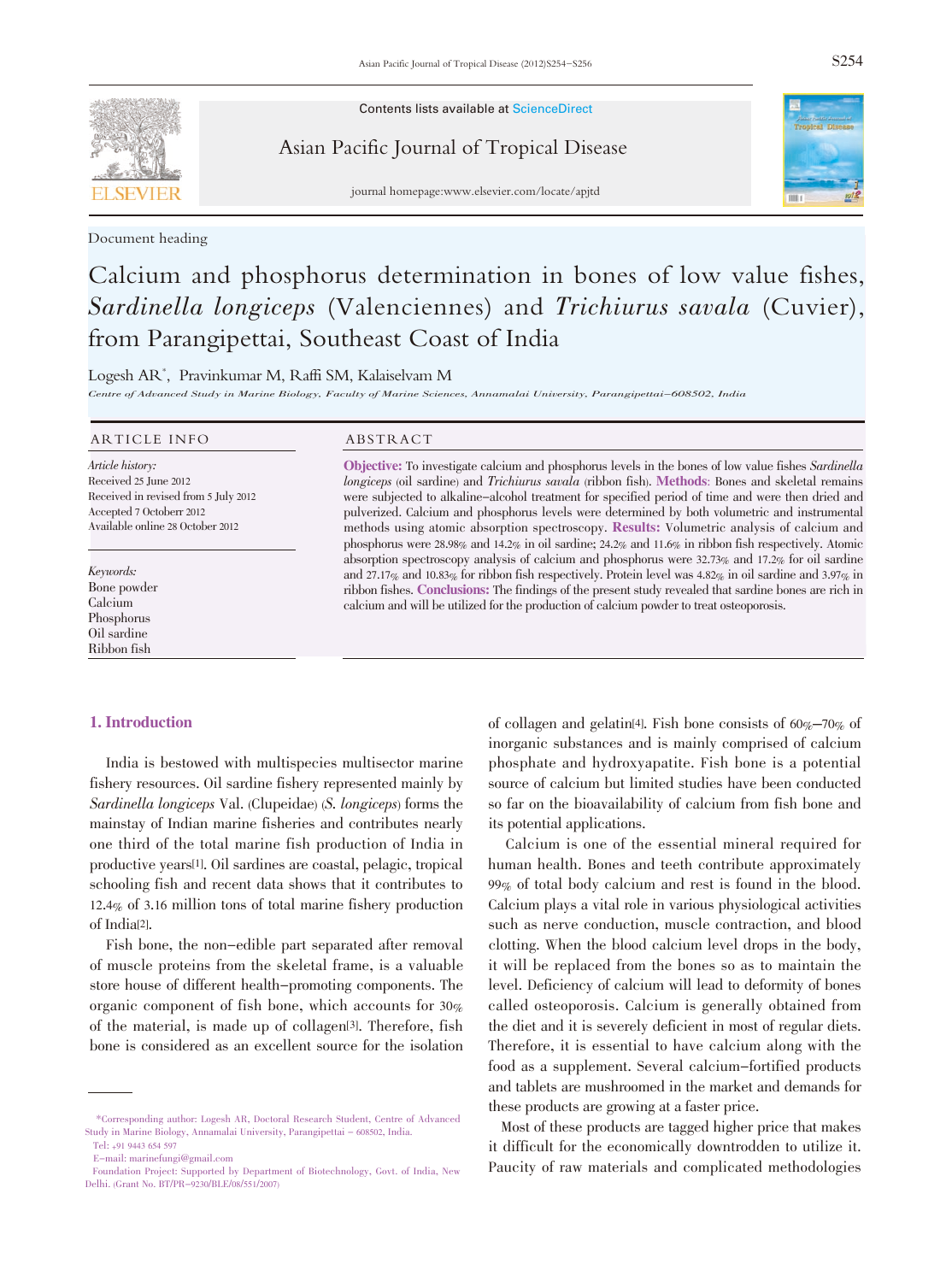Contents lists available at ScienceDirect

Asian Pacific Journal of Tropical Disease

journal homepage:www.elsevier.com/locate/apjtd

Document heading

# Calcium and phosphorus determination in bones of low value fishes, *Sardinella longiceps* (Valenciennes) and *Trichiurus savala* (Cuvier), from Parangipettai, Southeast Coast of India

Logesh AR*, Pravinkumar M, Raffi SM, Kalaiselvam M

*Centre of Advanced Study in Marine Biology, Faculty of Marine Sciences, Annamalai University, Parangipettai–608502, India*

## ARTICLE INFO

*Article history:*
Received 25 June 2012
Received in revised from 5 July 2012
Accepted 7 Octoberr 2012
Available online 28 October 2012

*Keywords:*
Bone powder
Calcium
Phosphorus
Oil sardine
Ribbon fish

## ABSTRACT

**Objective:** To investigate calcium and phosphorus levels in the bones of low value fishes *Sardinella longiceps* (oil sardine) and *Trichiurus savala* (ribbon fish). **Methods**: Bones and skeletal remains were subjected to alkaline–alcohol treatment for specified period of time and were then dried and pulverized. Calcium and phosphorus levels were determined by both volumetric and instrumental methods using atomic absorption spectroscopy. **Results:** Volumetric analysis of calcium and phosphorus were 28.98% and 14.2% in oil sardine; 24.2% and 11.6% in ribbon fish respectively. Atomic absorption spectroscopy analysis of calcium and phosphorus were 32.73% and 17.2% for oil sardine and 27.17% and 10.83% for ribbon fish respectively. Protein level was 4.82% in oil sardine and 3.97% in ribbon fishes. **Conclusions:** The findings of the present study revealed that sardine bones are rich in calcium and will be utilized for the production of calcium powder to treat osteoporosis.

## 1. Introduction

India is bestowed with multispecies multisector marine fishery resources. Oil sardine fishery represented mainly by *Sardinella longiceps* Val. (Clupeidae) (*S. longiceps*) forms the mainstay of Indian marine fisheries and contributes nearly one third of the total marine fish production of India in productive years[1]. Oil sardines are coastal, pelagic, tropical schooling fish and recent data shows that it contributes to 12.4% of 3.16 million tons of total marine fishery production of India[2].

Fish bone, the non–edible part separated after removal of muscle proteins from the skeletal frame, is a valuable store house of different health–promoting components. The organic component of fish bone, which accounts for 30% of the material, is made up of collagen[3]. Therefore, fish bone is considered as an excellent source for the isolation of collagen and gelatin[4]. Fish bone consists of 60%–70% of inorganic substances and is mainly comprised of calcium phosphate and hydroxyapatite. Fish bone is a potential source of calcium but limited studies have been conducted so far on the bioavailability of calcium from fish bone and its potential applications.

Calcium is one of the essential mineral required for human health. Bones and teeth contribute approximately 99% of total body calcium and rest is found in the blood. Calcium plays a vital role in various physiological activities such as nerve conduction, muscle contraction, and blood clotting. When the blood calcium level drops in the body, it will be replaced from the bones so as to maintain the level. Deficiency of calcium will lead to deformity of bones called osteoporosis. Calcium is generally obtained from the diet and it is severely deficient in most of regular diets. Therefore, it is essential to have calcium along with the food as a supplement. Several calcium–fortified products and tablets are mushroomed in the market and demands for these products are growing at a faster price.

Most of these products are tagged higher price that makes it difficult for the economically downtrodden to utilize it. Paucity of raw materials and complicated methodologies

---

*Corresponding author: Logesh AR, Doctoral Research Student, Centre of Advanced Study in Marine Biology, Annamalai University, Parangipettai – 608502, India.
Tel: +91 9443 654 597
E–mail: marinefungi@gmail.com
Foundation Project: Supported by Department of Biotechnology, Govt. of India, New Delhi. (Grant No. BT/PR–9230/BLE/08/551/2007)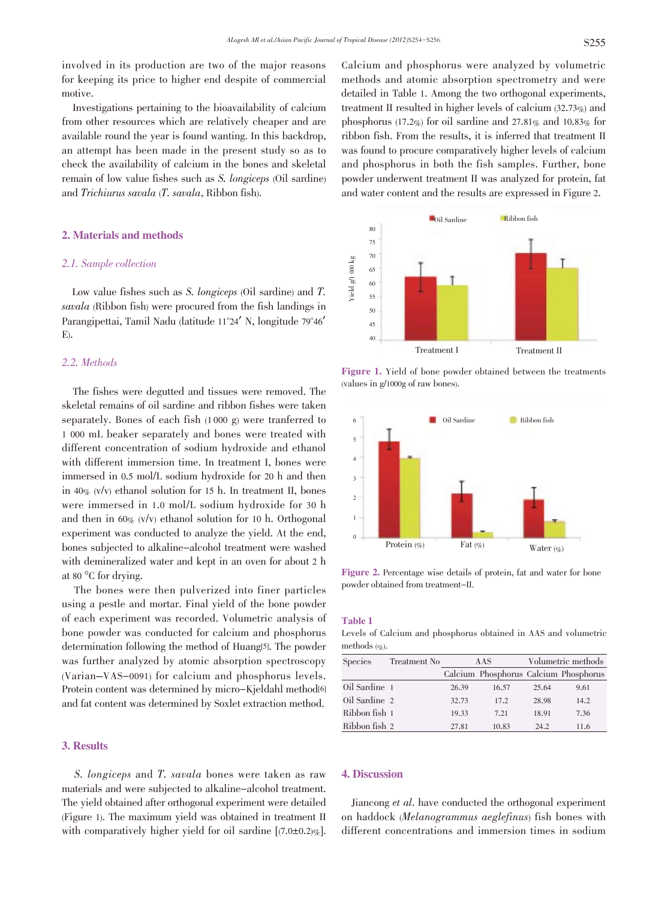involved in its production are two of the major reasons for keeping its price to higher end despite of commercial motive.

Investigations pertaining to the bioavailability of calcium from other resources which are relatively cheaper and are available round the year is found wanting. In this backdrop, an attempt has been made in the present study so as to check the availability of calcium in the bones and skeletal remain of low value fishes such as *S. longiceps* (Oil sardine) and *Trichiurus savala* (*T. savala*, Ribbon fish).

## 2. Materials and methods

### 2.1. Sample collection

Low value fishes such as *S. longiceps* (Oil sardine) and *T. savala* (Ribbon fish) were procured from the fish landings in Parangipettai, Tamil Nadu (latitude 11°24′ N, longitude 79°46′ E).

### 2.2. Methods

The fishes were degutted and tissues were removed. The skeletal remains of oil sardine and ribbon fishes were taken separately. Bones of each fish (1 000 g) were tranferred to 1 000 mL beaker separately and bones were treated with different concentration of sodium hydroxide and ethanol with different immersion time. In treatment I, bones were immersed in 0.5 mol/L sodium hydroxide for 20 h and then in 40% (v/v) ethanol solution for 15 h. In treatment II, bones were immersed in 1.0 mol/L sodium hydroxide for 30 h and then in 60% (v/v) ethanol solution for 10 h. Orthogonal experiment was conducted to analyze the yield. At the end, bones subjected to alkaline–alcohol treatment were washed with demineralized water and kept in an oven for about 2 h at 80 °C for drying.

The bones were then pulverized into finer particles using a pestle and mortar. Final yield of the bone powder of each experiment was recorded. Volumetric analysis of bone powder was conducted for calcium and phosphorus determination following the method of Huang[5]. The powder was further analyzed by atomic absorption spectroscopy (Varian–VAS–0091) for calcium and phosphorus levels. Protein content was determined by micro–Kjeldahl method[6] and fat content was determined by Soxlet extraction method.

## 3. Results

*S. longiceps* and *T. savala* bones were taken as raw materials and were subjected to alkaline–alcohol treatment. The yield obtained after orthogonal experiment were detailed (Figure 1). The maximum yield was obtained in treatment II with comparatively higher yield for oil sardine [(7.0±0.2)%]. Calcium and phosphorus were analyzed by volumetric methods and atomic absorption spectrometry and were detailed in Table 1. Among the two orthogonal experiments, treatment II resulted in higher levels of calcium (32.73%) and phosphorus (17.2%) for oil sardine and 27.81% and 10.83% for ribbon fish. From the results, it is inferred that treatment II was found to procure comparatively higher levels of calcium and phosphorus in both the fish samples. Further, bone powder underwent treatment II was analyzed for protein, fat and water content and the results are expressed in Figure 2.

**Figure 1.** Yield of bone powder obtained between the treatments (values in g/1000g of raw bones).

**Figure 2.** Percentage wise details of protein, fat and water for bone powder obtained from treatment–II.

**Table 1**
Levels of Calcium and phosphorus obtained in AAS and volumetric methods (%).

| Species | Treatment No | AAS | | Volumetric methods | |
|---|---|---|---|---|---|
| | | Calcium | Phosphorus | Calcium | Phosphorus |
| Oil Sardine | 1 | 26.39 | 16.57 | 25.64 | 9.61 |
| Oil Sardine | 2 | 32.73 | 17.2 | 28.98 | 14.2 |
| Ribbon fish | 1 | 19.33 | 7.21 | 18.91 | 7.36 |
| Ribbon fish | 2 | 27.81 | 10.83 | 24.2 | 11.6 |

## 4. Discussion

Jiancong *et al.* have conducted the orthogonal experiment on haddock (*Melanogrammus aeglefinus*) fish bones with different concentrations and immersion times in sodium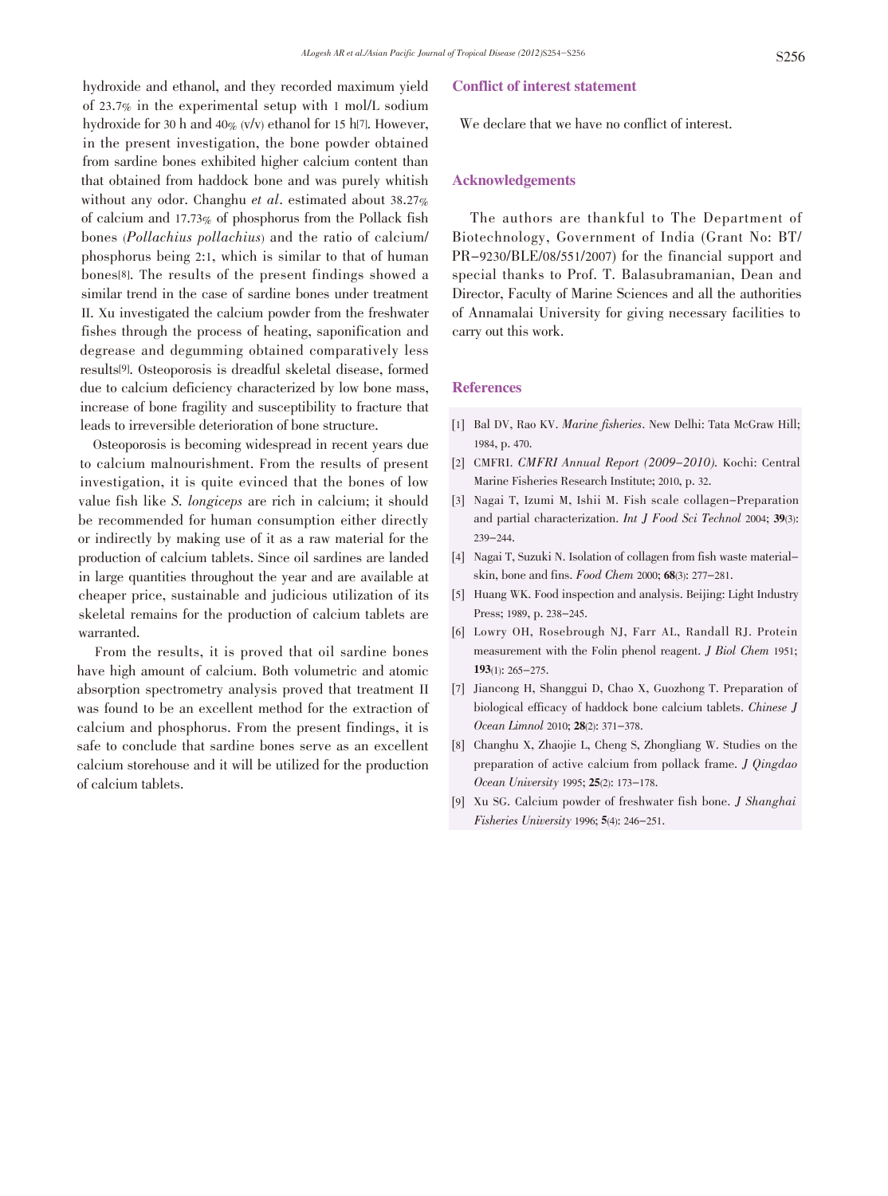hydroxide and ethanol, and they recorded maximum yield of 23.7% in the experimental setup with 1 mol/L sodium hydroxide for 30 h and 40% (v/v) ethanol for 15 h[7]. However, in the present investigation, the bone powder obtained from sardine bones exhibited higher calcium content than that obtained from haddock bone and was purely whitish without any odor. Changhu *et al*. estimated about 38.27% of calcium and 17.73% of phosphorus from the Pollack fish bones (*Pollachius pollachius*) and the ratio of calcium/phosphorus being 2:1, which is similar to that of human bones[8]. The results of the present findings showed a similar trend in the case of sardine bones under treatment II. Xu investigated the calcium powder from the freshwater fishes through the process of heating, saponification and degrease and degumming obtained comparatively less results[9]. Osteoporosis is dreadful skeletal disease, formed due to calcium deficiency characterized by low bone mass, increase of bone fragility and susceptibility to fracture that leads to irreversible deterioration of bone structure.

Osteoporosis is becoming widespread in recent years due to calcium malnourishment. From the results of present investigation, it is quite evinced that the bones of low value fish like *S. longiceps* are rich in calcium; it should be recommended for human consumption either directly or indirectly by making use of it as a raw material for the production of calcium tablets. Since oil sardines are landed in large quantities throughout the year and are available at cheaper price, sustainable and judicious utilization of its skeletal remains for the production of calcium tablets are warranted.

From the results, it is proved that oil sardine bones have high amount of calcium. Both volumetric and atomic absorption spectrometry analysis proved that treatment II was found to be an excellent method for the extraction of calcium and phosphorus. From the present findings, it is safe to conclude that sardine bones serve as an excellent calcium storehouse and it will be utilized for the production of calcium tablets.

## Conflict of interest statement

We declare that we have no conflict of interest.

## Acknowledgements

The authors are thankful to The Department of Biotechnology, Government of India (Grant No: BT/PR-9230/BLE/08/551/2007) for the financial support and special thanks to Prof. T. Balasubramanian, Dean and Director, Faculty of Marine Sciences and all the authorities of Annamalai University for giving necessary facilities to carry out this work.

## References

[1] Bal DV, Rao KV. *Marine fisheries*. New Delhi: Tata McGraw Hill; 1984, p. 470.

[2] CMFRI. *CMFRI Annual Report (2009-2010)*. Kochi: Central Marine Fisheries Research Institute; 2010, p. 32.

[3] Nagai T, Izumi M, Ishii M. Fish scale collagen-Preparation and partial characterization. *Int J Food Sci Technol* 2004; **39**(3): 239-244.

[4] Nagai T, Suzuki N. Isolation of collagen from fish waste material-skin, bone and fins. *Food Chem* 2000; **68**(3): 277-281.

[5] Huang WK. Food inspection and analysis. Beijing: Light Industry Press; 1989, p. 238-245.

[6] Lowry OH, Rosebrough NJ, Farr AL, Randall RJ. Protein measurement with the Folin phenol reagent. *J Biol Chem* 1951; **193**(1): 265-275.

[7] Jiancong H, Shanggui D, Chao X, Guozhong T. Preparation of biological efficacy of haddock bone calcium tablets. *Chinese J Ocean Limnol* 2010; **28**(2): 371-378.

[8] Changhu X, Zhaojie L, Cheng S, Zhongliang W. Studies on the preparation of active calcium from pollack frame. *J Qingdao Ocean University* 1995; **25**(2): 173-178.

[9] Xu SG. Calcium powder of freshwater fish bone. *J Shanghai Fisheries University* 1996; **5**(4): 246-251.